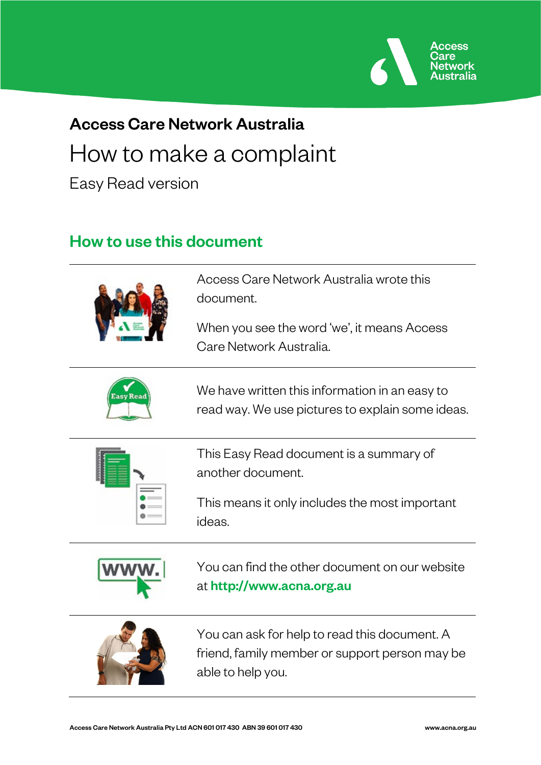# Access Care Network Australia

## How to make a complaint

Easy Read version

### How to use this document

Access Care Network Australia wrote this document.

When you see the word 'we', it means Access Care Network Australia.

We have written this information in an easy to read way. We use pictures to explain some ideas.

This Easy Read document is a summary of another document.

This means it only includes the most important ideas.

You can find the other document on our website at **http://www.acna.org.au**

You can ask for help to read this document. A friend, family member or support person may be able to help you.

Access Care Network Australia Pty Ltd ACN 601 017 430 ABN 39 601 017 430

www.acna.org.au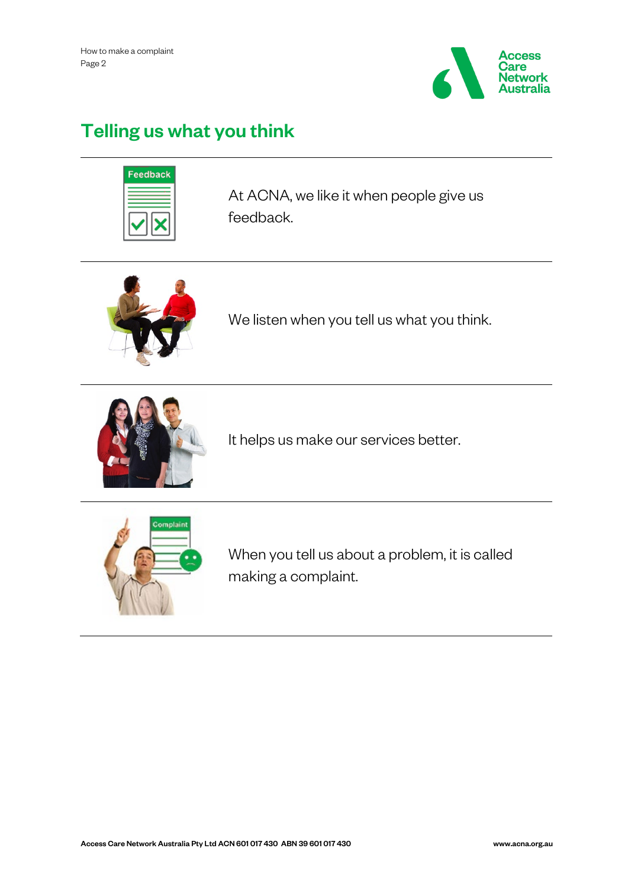## Telling us what you think

At ACNA, we like it when people give us feedback.

We listen when you tell us what you think.

It helps us make our services better.

When you tell us about a problem, it is called making a complaint.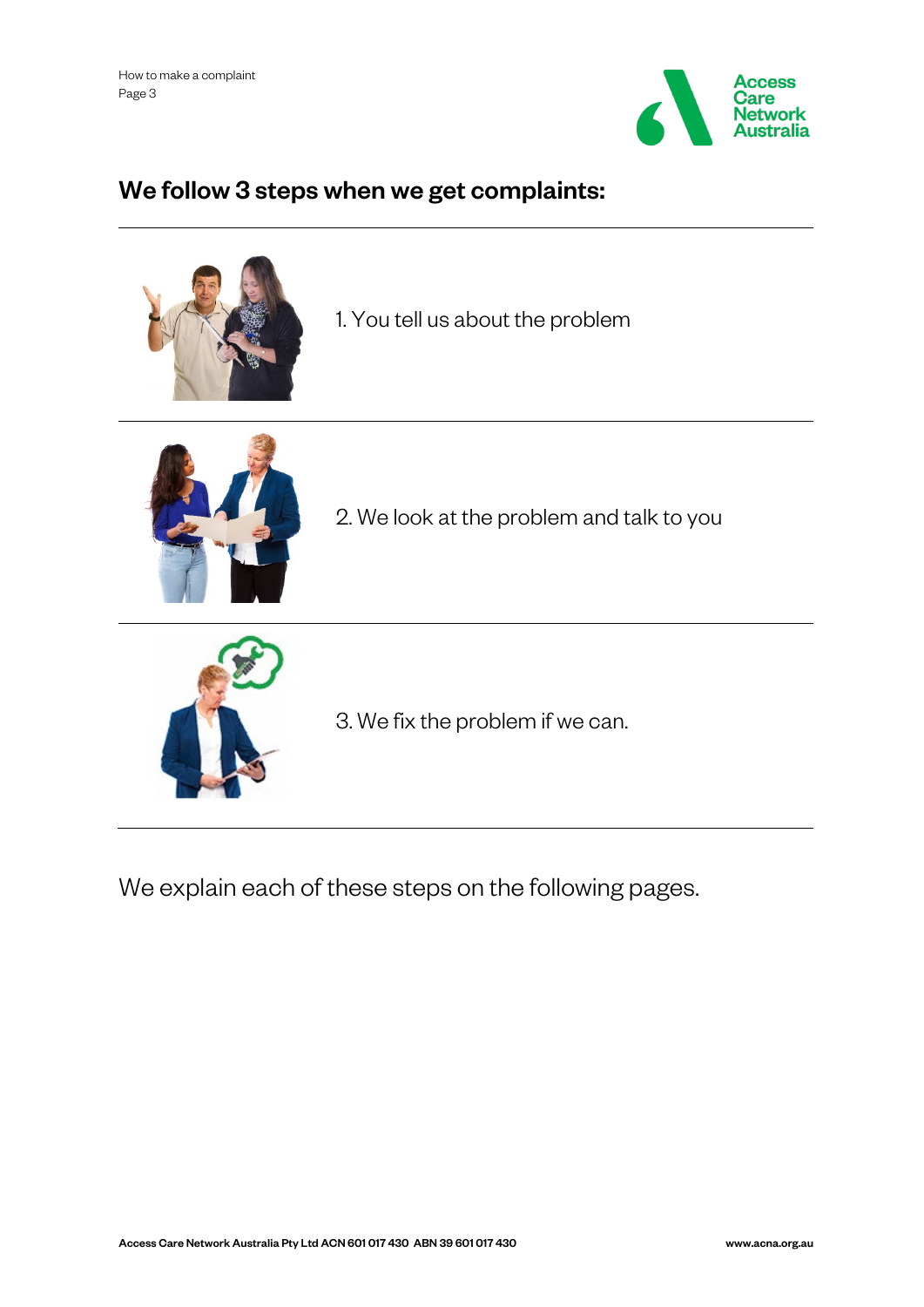## We follow 3 steps when we get complaints:

1. You tell us about the problem

2. We look at the problem and talk to you

3. We fix the problem if we can.

We explain each of these steps on the following pages.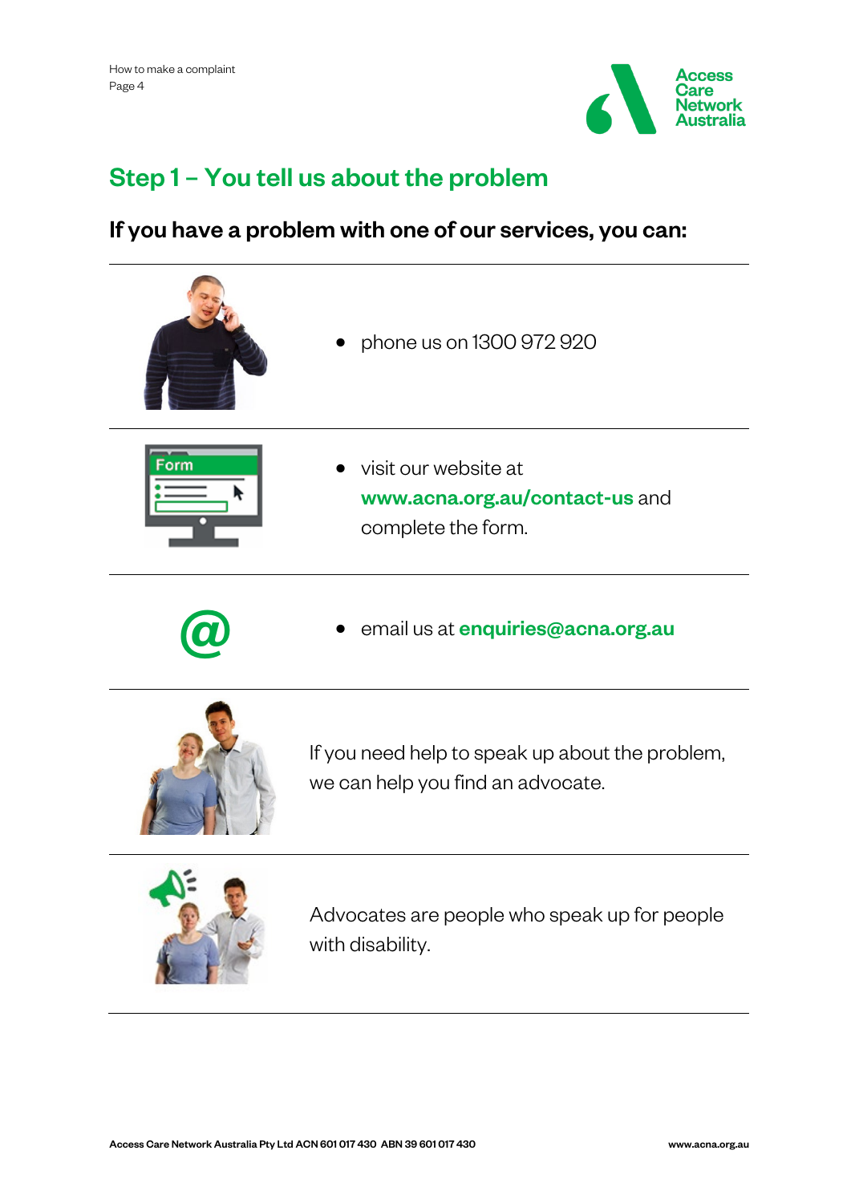## Step 1 – You tell us about the problem

### If you have a problem with one of our services, you can:

- phone us on 1300 972 920

- visit our website at **www.acna.org.au/contact-us** and complete the form.

- email us at **enquiries@acna.org.au**

If you need help to speak up about the problem, we can help you find an advocate.

Advocates are people who speak up for people with disability.

Access Care Network Australia Pty Ltd ACN 601 017 430 ABN 39 601 017 430 www.acna.org.au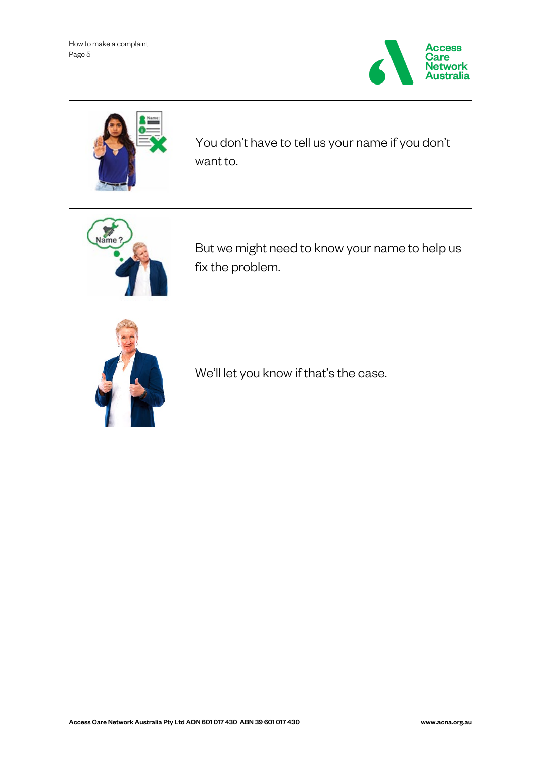You don't have to tell us your name if you don't want to.

But we might need to know your name to help us fix the problem.

We'll let you know if that's the case.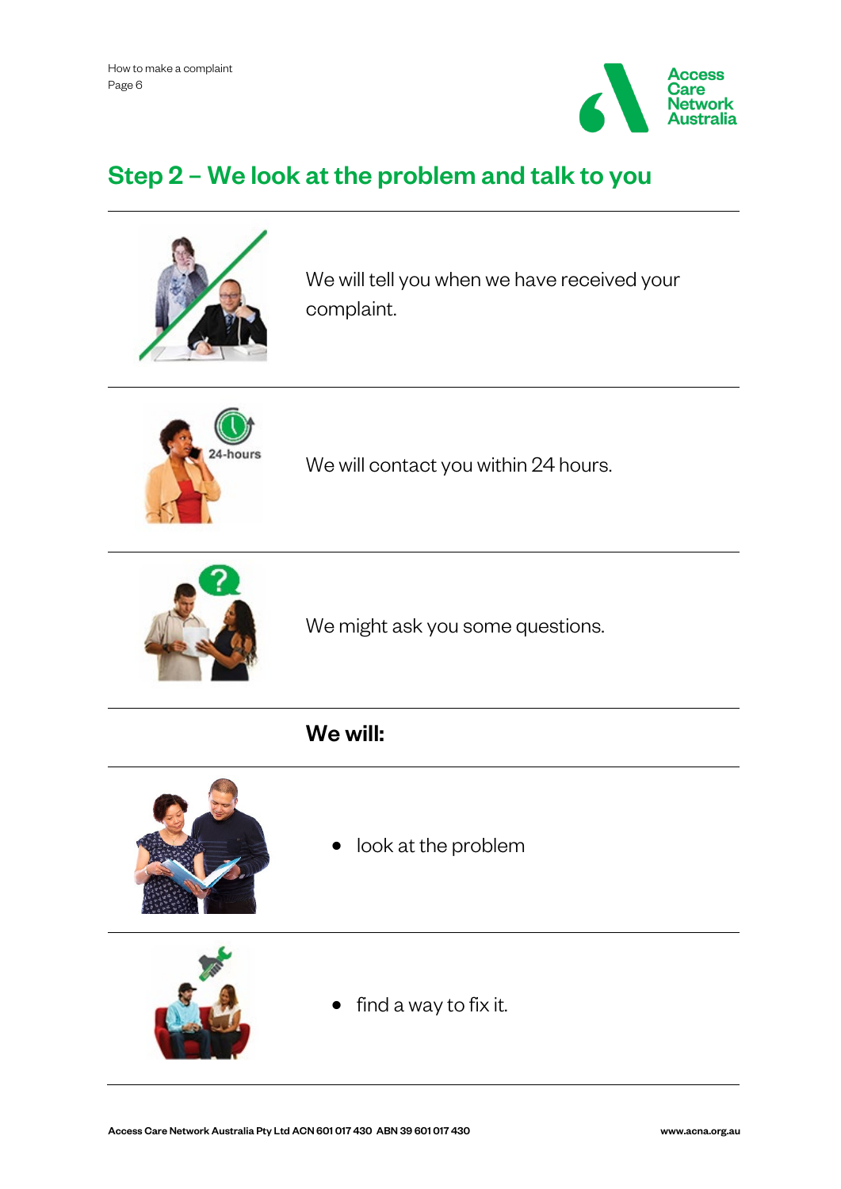## Step 2 – We look at the problem and talk to you

We will tell you when we have received your complaint.

We will contact you within 24 hours.

We might ask you some questions.

**We will:**

- look at the problem
- find a way to fix it.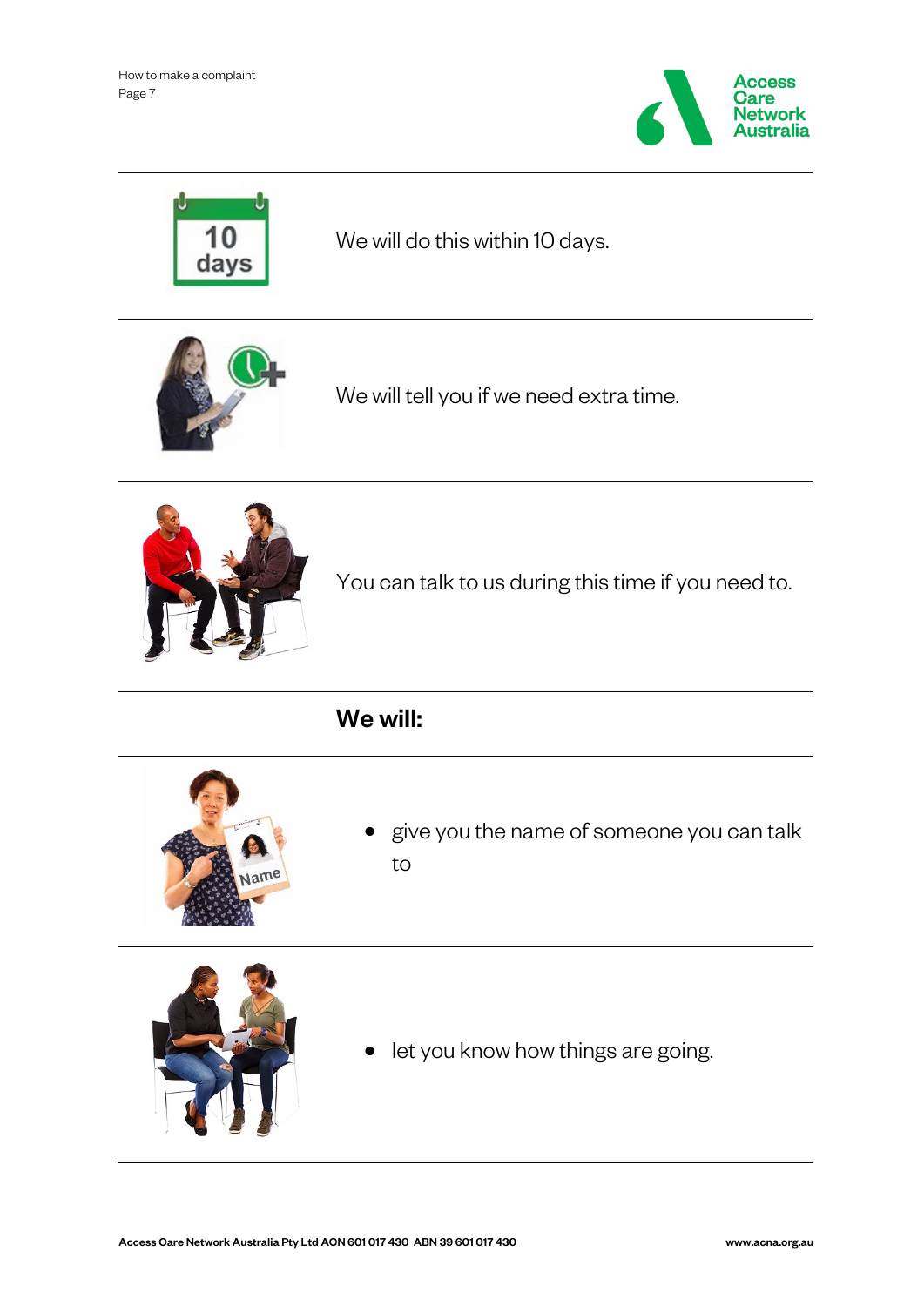We will do this within 10 days.

We will tell you if we need extra time.

You can talk to us during this time if you need to.

**We will:**

- give you the name of someone you can talk to
- let you know how things are going.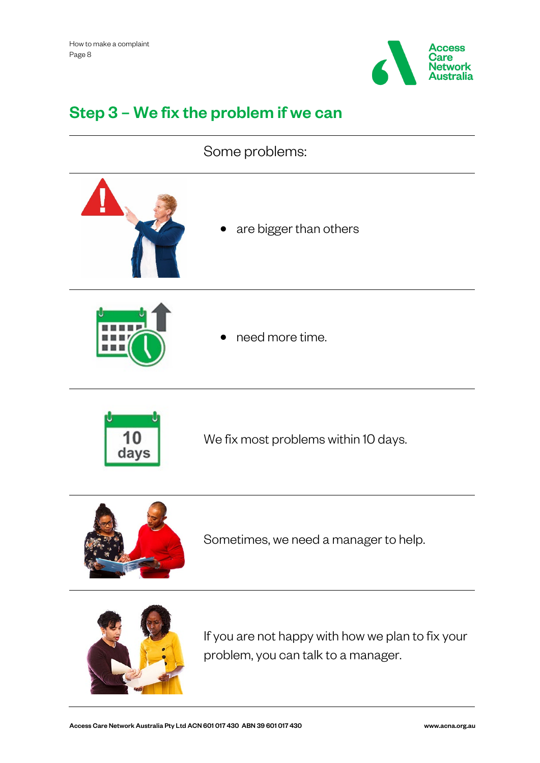## Step 3 – We fix the problem if we can

Some problems:

- are bigger than others
- need more time.

We fix most problems within 10 days.

Sometimes, we need a manager to help.

If you are not happy with how we plan to fix your problem, you can talk to a manager.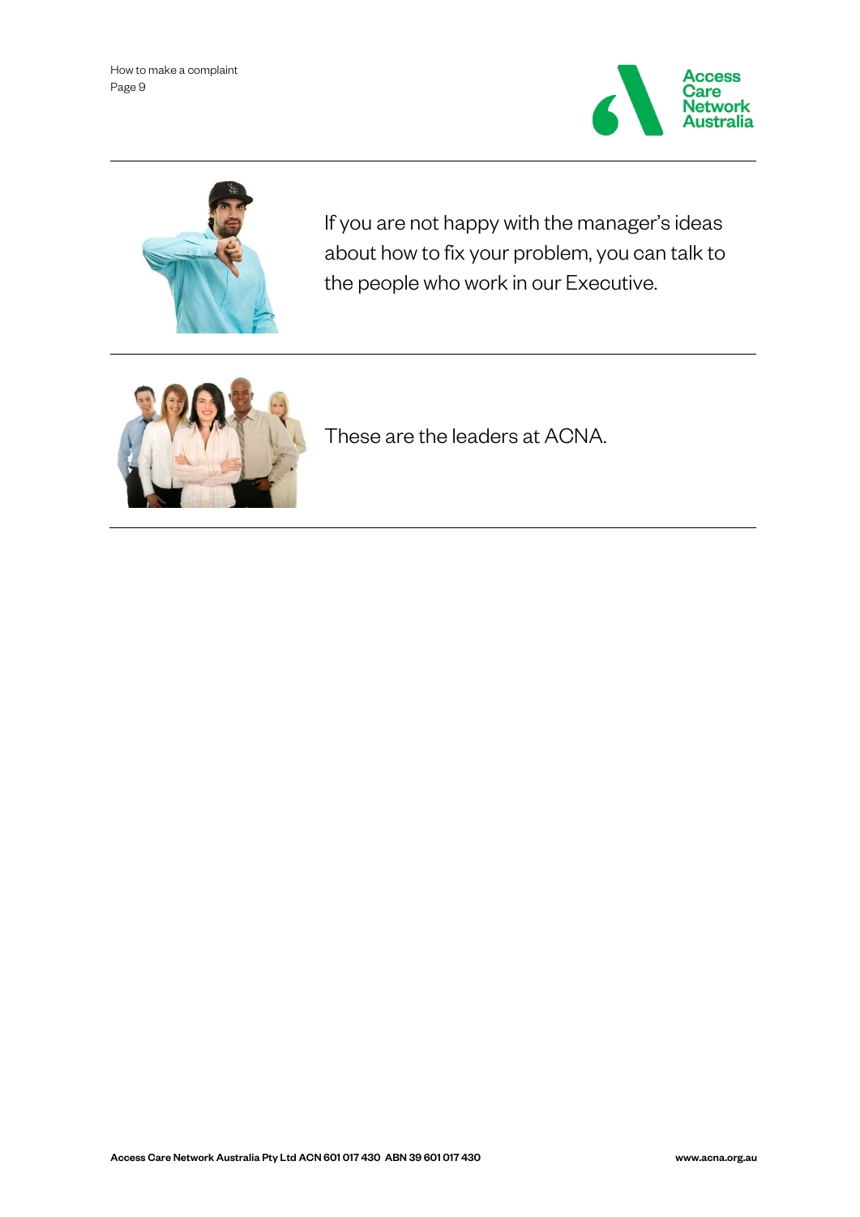If you are not happy with the manager's ideas about how to fix your problem, you can talk to the people who work in our Executive.

These are the leaders at ACNA.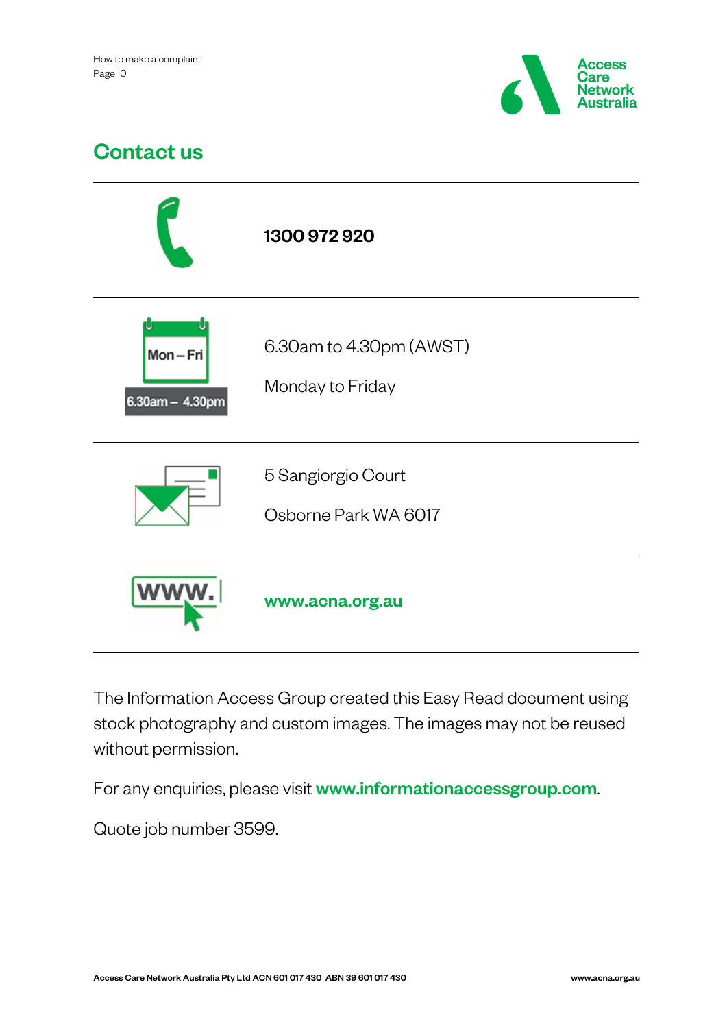## Contact us

**1300 972 920**

6.30am to 4.30pm (AWST)

Monday to Friday

5 Sangiorgio Court

Osborne Park WA 6017

**www.acna.org.au**

The Information Access Group created this Easy Read document using stock photography and custom images. The images may not be reused without permission.

For any enquiries, please visit **www.informationaccessgroup.com**.

Quote job number 3599.